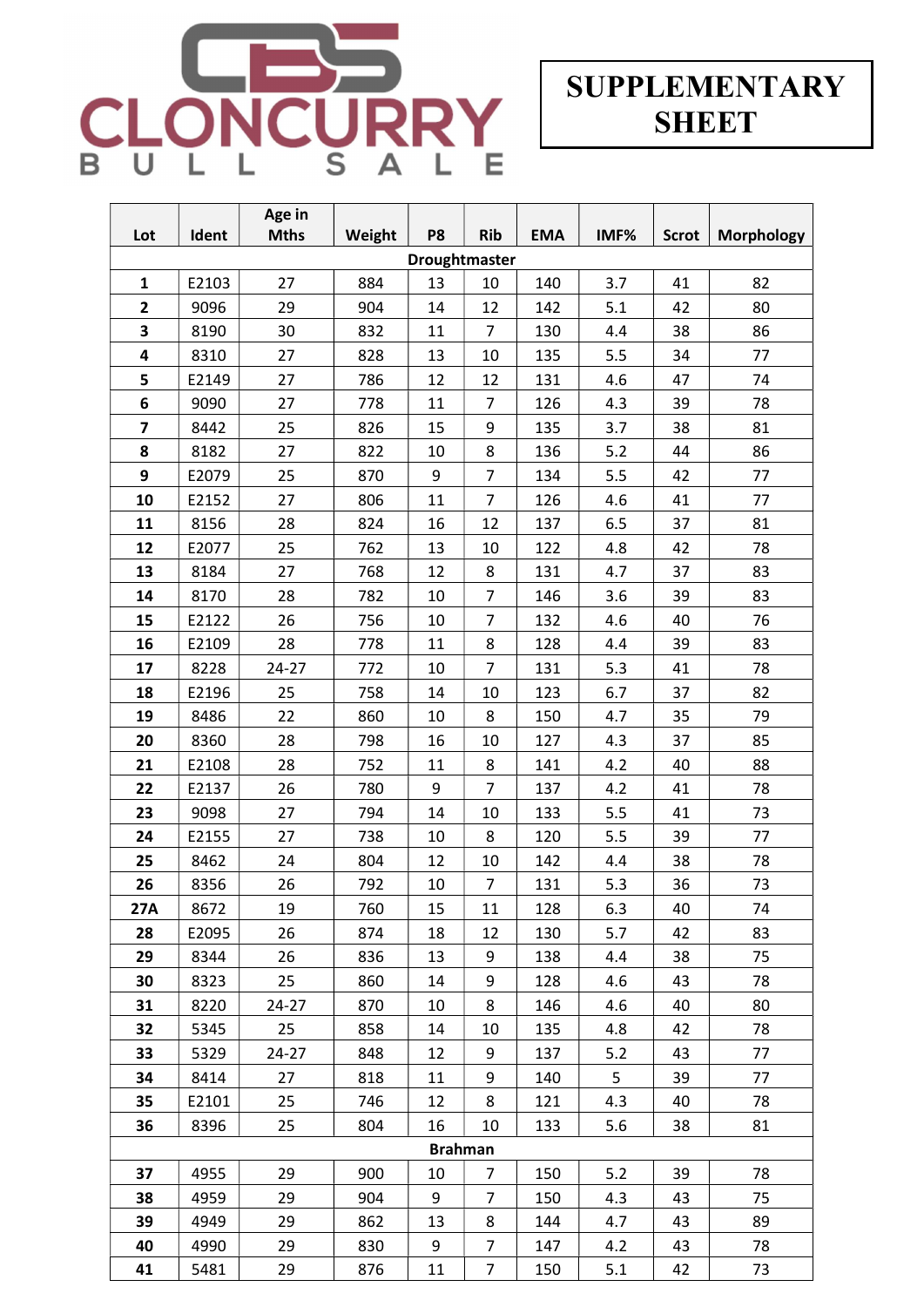# CLONCURRY BULL SALE

## SUPPLEMENTARY SHEET

| Lot | Ident | Age in Mths | Weight | P8 | Rib | EMA | IMF% | Scrot | Morphology |
|---|---|---|---|---|---|---|---|---|---|
| **Droughtmaster** | | | | | | | | | |
| **1** | E2103 | 27 | 884 | 13 | 10 | 140 | 3.7 | 41 | 82 |
| **2** | 9096 | 29 | 904 | 14 | 12 | 142 | 5.1 | 42 | 80 |
| **3** | 8190 | 30 | 832 | 11 | 7 | 130 | 4.4 | 38 | 86 |
| **4** | 8310 | 27 | 828 | 13 | 10 | 135 | 5.5 | 34 | 77 |
| **5** | E2149 | 27 | 786 | 12 | 12 | 131 | 4.6 | 47 | 74 |
| **6** | 9090 | 27 | 778 | 11 | 7 | 126 | 4.3 | 39 | 78 |
| **7** | 8442 | 25 | 826 | 15 | 9 | 135 | 3.7 | 38 | 81 |
| **8** | 8182 | 27 | 822 | 10 | 8 | 136 | 5.2 | 44 | 86 |
| **9** | E2079 | 25 | 870 | 9 | 7 | 134 | 5.5 | 42 | 77 |
| **10** | E2152 | 27 | 806 | 11 | 7 | 126 | 4.6 | 41 | 77 |
| **11** | 8156 | 28 | 824 | 16 | 12 | 137 | 6.5 | 37 | 81 |
| **12** | E2077 | 25 | 762 | 13 | 10 | 122 | 4.8 | 42 | 78 |
| **13** | 8184 | 27 | 768 | 12 | 8 | 131 | 4.7 | 37 | 83 |
| **14** | 8170 | 28 | 782 | 10 | 7 | 146 | 3.6 | 39 | 83 |
| **15** | E2122 | 26 | 756 | 10 | 7 | 132 | 4.6 | 40 | 76 |
| **16** | E2109 | 28 | 778 | 11 | 8 | 128 | 4.4 | 39 | 83 |
| **17** | 8228 | 24-27 | 772 | 10 | 7 | 131 | 5.3 | 41 | 78 |
| **18** | E2196 | 25 | 758 | 14 | 10 | 123 | 6.7 | 37 | 82 |
| **19** | 8486 | 22 | 860 | 10 | 8 | 150 | 4.7 | 35 | 79 |
| **20** | 8360 | 28 | 798 | 16 | 10 | 127 | 4.3 | 37 | 85 |
| **21** | E2108 | 28 | 752 | 11 | 8 | 141 | 4.2 | 40 | 88 |
| **22** | E2137 | 26 | 780 | 9 | 7 | 137 | 4.2 | 41 | 78 |
| **23** | 9098 | 27 | 794 | 14 | 10 | 133 | 5.5 | 41 | 73 |
| **24** | E2155 | 27 | 738 | 10 | 8 | 120 | 5.5 | 39 | 77 |
| **25** | 8462 | 24 | 804 | 12 | 10 | 142 | 4.4 | 38 | 78 |
| **26** | 8356 | 26 | 792 | 10 | 7 | 131 | 5.3 | 36 | 73 |
| **27A** | 8672 | 19 | 760 | 15 | 11 | 128 | 6.3 | 40 | 74 |
| **28** | E2095 | 26 | 874 | 18 | 12 | 130 | 5.7 | 42 | 83 |
| **29** | 8344 | 26 | 836 | 13 | 9 | 138 | 4.4 | 38 | 75 |
| **30** | 8323 | 25 | 860 | 14 | 9 | 128 | 4.6 | 43 | 78 |
| **31** | 8220 | 24-27 | 870 | 10 | 8 | 146 | 4.6 | 40 | 80 |
| **32** | 5345 | 25 | 858 | 14 | 10 | 135 | 4.8 | 42 | 78 |
| **33** | 5329 | 24-27 | 848 | 12 | 9 | 137 | 5.2 | 43 | 77 |
| **34** | 8414 | 27 | 818 | 11 | 9 | 140 | 5 | 39 | 77 |
| **35** | E2101 | 25 | 746 | 12 | 8 | 121 | 4.3 | 40 | 78 |
| **36** | 8396 | 25 | 804 | 16 | 10 | 133 | 5.6 | 38 | 81 |
| **Brahman** | | | | | | | | | |
| **37** | 4955 | 29 | 900 | 10 | 7 | 150 | 5.2 | 39 | 78 |
| **38** | 4959 | 29 | 904 | 9 | 7 | 150 | 4.3 | 43 | 75 |
| **39** | 4949 | 29 | 862 | 13 | 8 | 144 | 4.7 | 43 | 89 |
| **40** | 4990 | 29 | 830 | 9 | 7 | 147 | 4.2 | 43 | 78 |
| **41** | 5481 | 29 | 876 | 11 | 7 | 150 | 5.1 | 42 | 73 |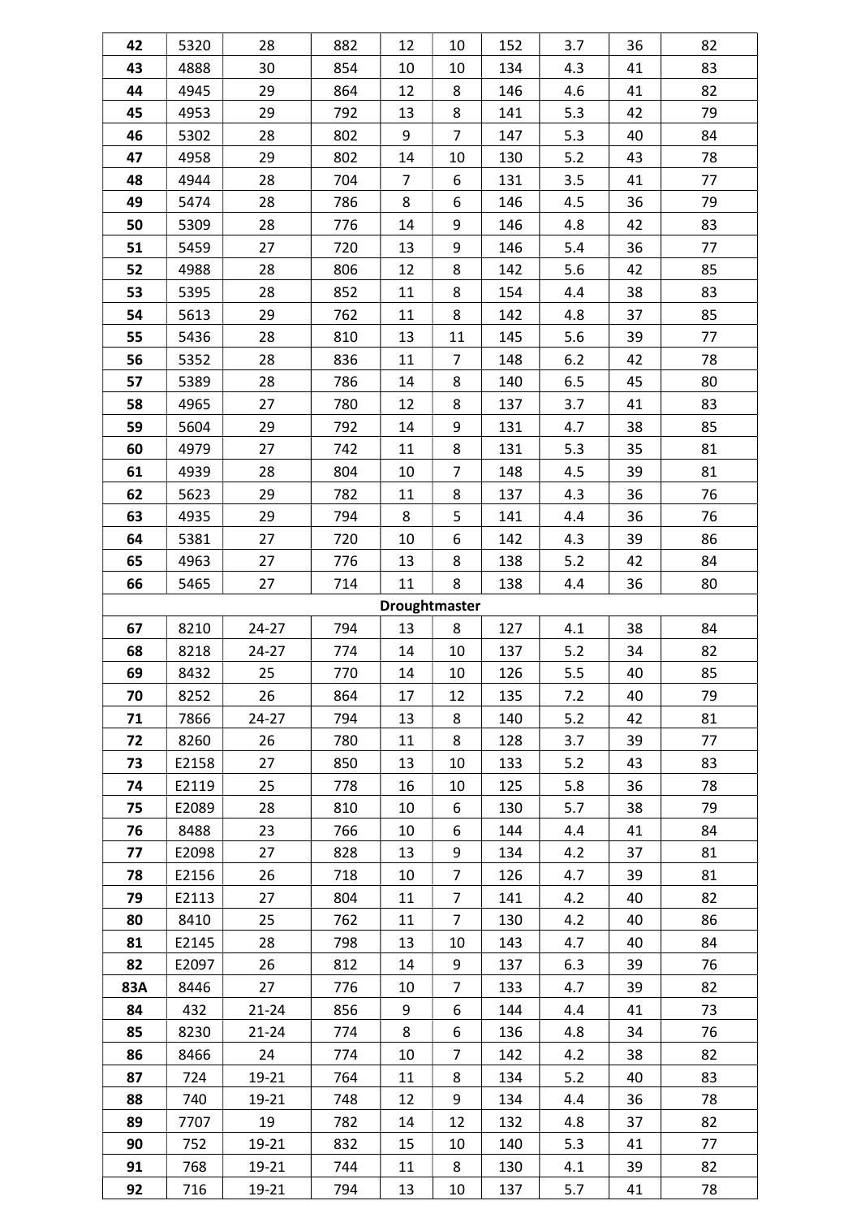| | | | | | | | | | |
|---|---|---|---|---|---|---|---|---|---|
| **42** | 5320 | 28 | 882 | 12 | 10 | 152 | 3.7 | 36 | 82 |
| **43** | 4888 | 30 | 854 | 10 | 10 | 134 | 4.3 | 41 | 83 |
| **44** | 4945 | 29 | 864 | 12 | 8 | 146 | 4.6 | 41 | 82 |
| **45** | 4953 | 29 | 792 | 13 | 8 | 141 | 5.3 | 42 | 79 |
| **46** | 5302 | 28 | 802 | 9 | 7 | 147 | 5.3 | 40 | 84 |
| **47** | 4958 | 29 | 802 | 14 | 10 | 130 | 5.2 | 43 | 78 |
| **48** | 4944 | 28 | 704 | 7 | 6 | 131 | 3.5 | 41 | 77 |
| **49** | 5474 | 28 | 786 | 8 | 6 | 146 | 4.5 | 36 | 79 |
| **50** | 5309 | 28 | 776 | 14 | 9 | 146 | 4.8 | 42 | 83 |
| **51** | 5459 | 27 | 720 | 13 | 9 | 146 | 5.4 | 36 | 77 |
| **52** | 4988 | 28 | 806 | 12 | 8 | 142 | 5.6 | 42 | 85 |
| **53** | 5395 | 28 | 852 | 11 | 8 | 154 | 4.4 | 38 | 83 |
| **54** | 5613 | 29 | 762 | 11 | 8 | 142 | 4.8 | 37 | 85 |
| **55** | 5436 | 28 | 810 | 13 | 11 | 145 | 5.6 | 39 | 77 |
| **56** | 5352 | 28 | 836 | 11 | 7 | 148 | 6.2 | 42 | 78 |
| **57** | 5389 | 28 | 786 | 14 | 8 | 140 | 6.5 | 45 | 80 |
| **58** | 4965 | 27 | 780 | 12 | 8 | 137 | 3.7 | 41 | 83 |
| **59** | 5604 | 29 | 792 | 14 | 9 | 131 | 4.7 | 38 | 85 |
| **60** | 4979 | 27 | 742 | 11 | 8 | 131 | 5.3 | 35 | 81 |
| **61** | 4939 | 28 | 804 | 10 | 7 | 148 | 4.5 | 39 | 81 |
| **62** | 5623 | 29 | 782 | 11 | 8 | 137 | 4.3 | 36 | 76 |
| **63** | 4935 | 29 | 794 | 8 | 5 | 141 | 4.4 | 36 | 76 |
| **64** | 5381 | 27 | 720 | 10 | 6 | 142 | 4.3 | 39 | 86 |
| **65** | 4963 | 27 | 776 | 13 | 8 | 138 | 5.2 | 42 | 84 |
| **66** | 5465 | 27 | 714 | 11 | 8 | 138 | 4.4 | 36 | 80 |
| **Droughtmaster** | | | | | | | | | |
| **67** | 8210 | 24-27 | 794 | 13 | 8 | 127 | 4.1 | 38 | 84 |
| **68** | 8218 | 24-27 | 774 | 14 | 10 | 137 | 5.2 | 34 | 82 |
| **69** | 8432 | 25 | 770 | 14 | 10 | 126 | 5.5 | 40 | 85 |
| **70** | 8252 | 26 | 864 | 17 | 12 | 135 | 7.2 | 40 | 79 |
| **71** | 7866 | 24-27 | 794 | 13 | 8 | 140 | 5.2 | 42 | 81 |
| **72** | 8260 | 26 | 780 | 11 | 8 | 128 | 3.7 | 39 | 77 |
| **73** | E2158 | 27 | 850 | 13 | 10 | 133 | 5.2 | 43 | 83 |
| **74** | E2119 | 25 | 778 | 16 | 10 | 125 | 5.8 | 36 | 78 |
| **75** | E2089 | 28 | 810 | 10 | 6 | 130 | 5.7 | 38 | 79 |
| **76** | 8488 | 23 | 766 | 10 | 6 | 144 | 4.4 | 41 | 84 |
| **77** | E2098 | 27 | 828 | 13 | 9 | 134 | 4.2 | 37 | 81 |
| **78** | E2156 | 26 | 718 | 10 | 7 | 126 | 4.7 | 39 | 81 |
| **79** | E2113 | 27 | 804 | 11 | 7 | 141 | 4.2 | 40 | 82 |
| **80** | 8410 | 25 | 762 | 11 | 7 | 130 | 4.2 | 40 | 86 |
| **81** | E2145 | 28 | 798 | 13 | 10 | 143 | 4.7 | 40 | 84 |
| **82** | E2097 | 26 | 812 | 14 | 9 | 137 | 6.3 | 39 | 76 |
| **83A** | 8446 | 27 | 776 | 10 | 7 | 133 | 4.7 | 39 | 82 |
| **84** | 432 | 21-24 | 856 | 9 | 6 | 144 | 4.4 | 41 | 73 |
| **85** | 8230 | 21-24 | 774 | 8 | 6 | 136 | 4.8 | 34 | 76 |
| **86** | 8466 | 24 | 774 | 10 | 7 | 142 | 4.2 | 38 | 82 |
| **87** | 724 | 19-21 | 764 | 11 | 8 | 134 | 5.2 | 40 | 83 |
| **88** | 740 | 19-21 | 748 | 12 | 9 | 134 | 4.4 | 36 | 78 |
| **89** | 7707 | 19 | 782 | 14 | 12 | 132 | 4.8 | 37 | 82 |
| **90** | 752 | 19-21 | 832 | 15 | 10 | 140 | 5.3 | 41 | 77 |
| **91** | 768 | 19-21 | 744 | 11 | 8 | 130 | 4.1 | 39 | 82 |
| **92** | 716 | 19-21 | 794 | 13 | 10 | 137 | 5.7 | 41 | 78 |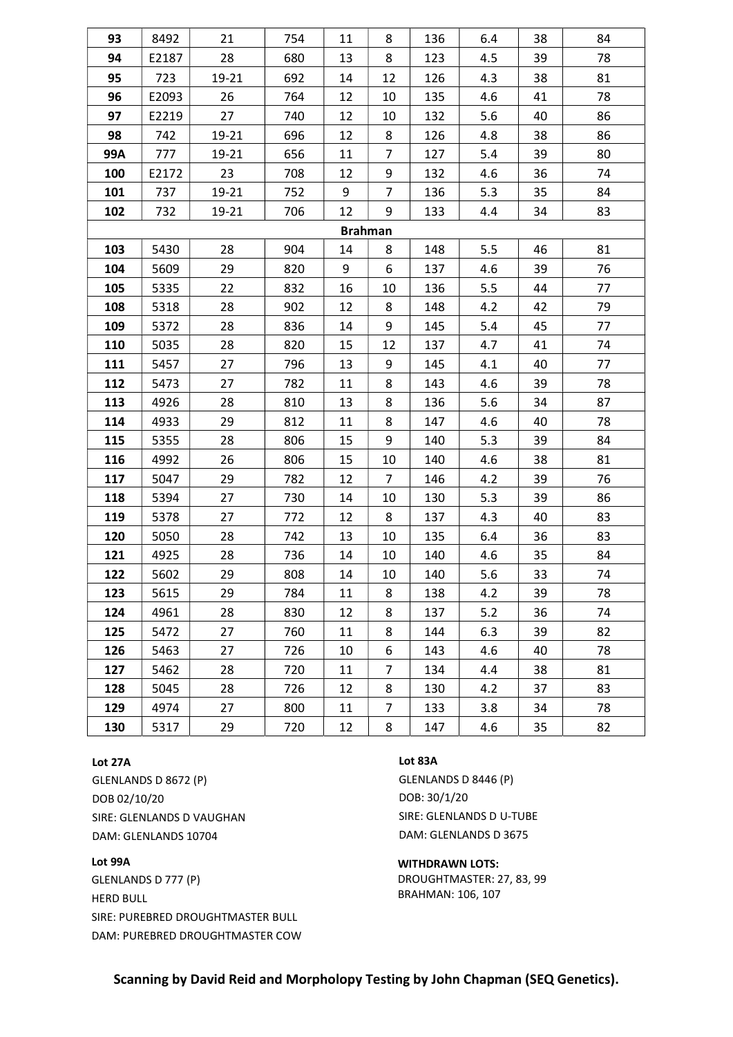| | | | | | | | | | |
|---|---|---|---|---|---|---|---|---|---|
| **93** | 8492 | 21 | 754 | 11 | 8 | 136 | 6.4 | 38 | 84 |
| **94** | E2187 | 28 | 680 | 13 | 8 | 123 | 4.5 | 39 | 78 |
| **95** | 723 | 19-21 | 692 | 14 | 12 | 126 | 4.3 | 38 | 81 |
| **96** | E2093 | 26 | 764 | 12 | 10 | 135 | 4.6 | 41 | 78 |
| **97** | E2219 | 27 | 740 | 12 | 10 | 132 | 5.6 | 40 | 86 |
| **98** | 742 | 19-21 | 696 | 12 | 8 | 126 | 4.8 | 38 | 86 |
| **99A** | 777 | 19-21 | 656 | 11 | 7 | 127 | 5.4 | 39 | 80 |
| **100** | E2172 | 23 | 708 | 12 | 9 | 132 | 4.6 | 36 | 74 |
| **101** | 737 | 19-21 | 752 | 9 | 7 | 136 | 5.3 | 35 | 84 |
| **102** | 732 | 19-21 | 706 | 12 | 9 | 133 | 4.4 | 34 | 83 |
| | | | | **Brahman** | | | | | |
| **103** | 5430 | 28 | 904 | 14 | 8 | 148 | 5.5 | 46 | 81 |
| **104** | 5609 | 29 | 820 | 9 | 6 | 137 | 4.6 | 39 | 76 |
| **105** | 5335 | 22 | 832 | 16 | 10 | 136 | 5.5 | 44 | 77 |
| **108** | 5318 | 28 | 902 | 12 | 8 | 148 | 4.2 | 42 | 79 |
| **109** | 5372 | 28 | 836 | 14 | 9 | 145 | 5.4 | 45 | 77 |
| **110** | 5035 | 28 | 820 | 15 | 12 | 137 | 4.7 | 41 | 74 |
| **111** | 5457 | 27 | 796 | 13 | 9 | 145 | 4.1 | 40 | 77 |
| **112** | 5473 | 27 | 782 | 11 | 8 | 143 | 4.6 | 39 | 78 |
| **113** | 4926 | 28 | 810 | 13 | 8 | 136 | 5.6 | 34 | 87 |
| **114** | 4933 | 29 | 812 | 11 | 8 | 147 | 4.6 | 40 | 78 |
| **115** | 5355 | 28 | 806 | 15 | 9 | 140 | 5.3 | 39 | 84 |
| **116** | 4992 | 26 | 806 | 15 | 10 | 140 | 4.6 | 38 | 81 |
| **117** | 5047 | 29 | 782 | 12 | 7 | 146 | 4.2 | 39 | 76 |
| **118** | 5394 | 27 | 730 | 14 | 10 | 130 | 5.3 | 39 | 86 |
| **119** | 5378 | 27 | 772 | 12 | 8 | 137 | 4.3 | 40 | 83 |
| **120** | 5050 | 28 | 742 | 13 | 10 | 135 | 6.4 | 36 | 83 |
| **121** | 4925 | 28 | 736 | 14 | 10 | 140 | 4.6 | 35 | 84 |
| **122** | 5602 | 29 | 808 | 14 | 10 | 140 | 5.6 | 33 | 74 |
| **123** | 5615 | 29 | 784 | 11 | 8 | 138 | 4.2 | 39 | 78 |
| **124** | 4961 | 28 | 830 | 12 | 8 | 137 | 5.2 | 36 | 74 |
| **125** | 5472 | 27 | 760 | 11 | 8 | 144 | 6.3 | 39 | 82 |
| **126** | 5463 | 27 | 726 | 10 | 6 | 143 | 4.6 | 40 | 78 |
| **127** | 5462 | 28 | 720 | 11 | 7 | 134 | 4.4 | 38 | 81 |
| **128** | 5045 | 28 | 726 | 12 | 8 | 130 | 4.2 | 37 | 83 |
| **129** | 4974 | 27 | 800 | 11 | 7 | 133 | 3.8 | 34 | 78 |
| **130** | 5317 | 29 | 720 | 12 | 8 | 147 | 4.6 | 35 | 82 |

**Lot 27A**
GLENLANDS D 8672 (P)
DOB 02/10/20
SIRE: GLENLANDS D VAUGHAN
DAM: GLENLANDS 10704

**Lot 99A**
GLENLANDS D 777 (P)
HERD BULL
SIRE: PUREBRED DROUGHTMASTER BULL
DAM: PUREBRED DROUGHTMASTER COW

**Lot 83A**
GLENLANDS D 8446 (P)
DOB: 30/1/20
SIRE: GLENLANDS D U-TUBE
DAM: GLENLANDS D 3675

**WITHDRAWN LOTS:**
DROUGHTMASTER: 27, 83, 99
BRAHMAN: 106, 107

**Scanning by David Reid and Morpholopy Testing by John Chapman (SEQ Genetics).**